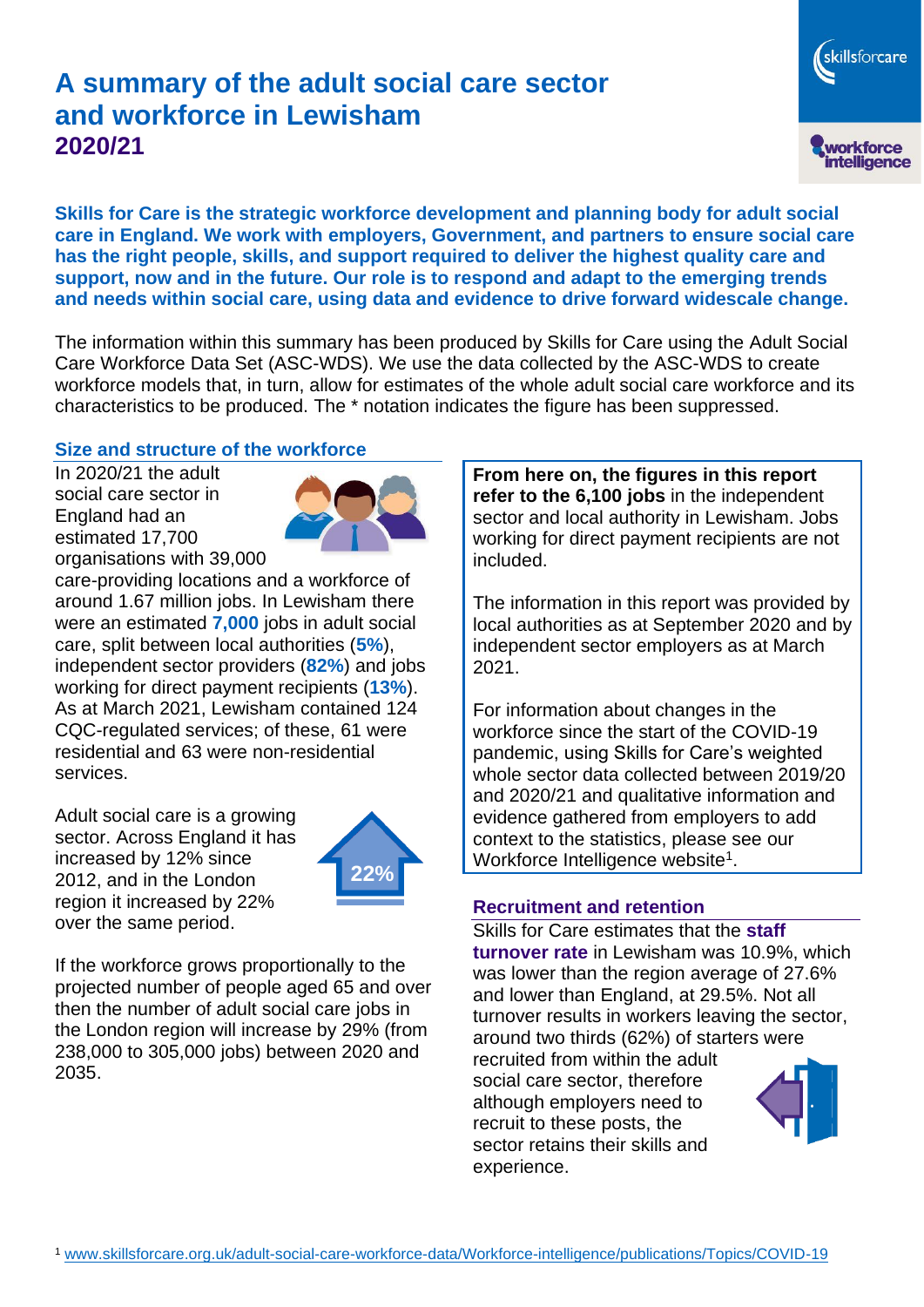# A summary of the adult social care sector and workforce in Lewisham

## 2020/21

**Skills for Care is the strategic workforce development and planning body for adult social care in England. We work with employers, Government, and partners to ensure social care has the right people, skills, and support required to deliver the highest quality care and support, now and in the future. Our role is to respond and adapt to the emerging trends and needs within social care, using data and evidence to drive forward widescale change.**

The information within this summary has been produced by Skills for Care using the Adult Social Care Workforce Data Set (ASC-WDS). We use the data collected by the ASC-WDS to create workforce models that, in turn, allow for estimates of the whole adult social care workforce and its characteristics to be produced. The * notation indicates the figure has been suppressed.

### Size and structure of the workforce

In 2020/21 the adult social care sector in England had an estimated 17,700 organisations with 39,000 care-providing locations and a workforce of around 1.67 million jobs. In Lewisham there were an estimated **7,000** jobs in adult social care, split between local authorities (**5%**), independent sector providers (**82%**) and jobs working for direct payment recipients (**13%**). As at March 2021, Lewisham contained 124 CQC-regulated services; of these, 61 were residential and 63 were non-residential services.

Adult social care is a growing sector. Across England it has increased by 12% since 2012, and in the London region it increased by 22% over the same period.

22%

If the workforce grows proportionally to the projected number of people aged 65 and over then the number of adult social care jobs in the London region will increase by 29% (from 238,000 to 305,000 jobs) between 2020 and 2035.

**From here on, the figures in this report refer to the 6,100 jobs** in the independent sector and local authority in Lewisham. Jobs working for direct payment recipients are not included.

The information in this report was provided by local authorities as at September 2020 and by independent sector employers as at March 2021.

For information about changes in the workforce since the start of the COVID-19 pandemic, using Skills for Care's weighted whole sector data collected between 2019/20 and 2020/21 and qualitative information and evidence gathered from employers to add context to the statistics, please see our Workforce Intelligence website[1].

### Recruitment and retention

Skills for Care estimates that the **staff turnover rate** in Lewisham was 10.9%, which was lower than the region average of 27.6% and lower than England, at 29.5%. Not all turnover results in workers leaving the sector, around two thirds (62%) of starters were recruited from within the adult social care sector, therefore although employers need to recruit to these posts, the sector retains their skills and experience.

[1] www.skillsforcare.org.uk/adult-social-care-workforce-data/Workforce-intelligence/publications/Topics/COVID-19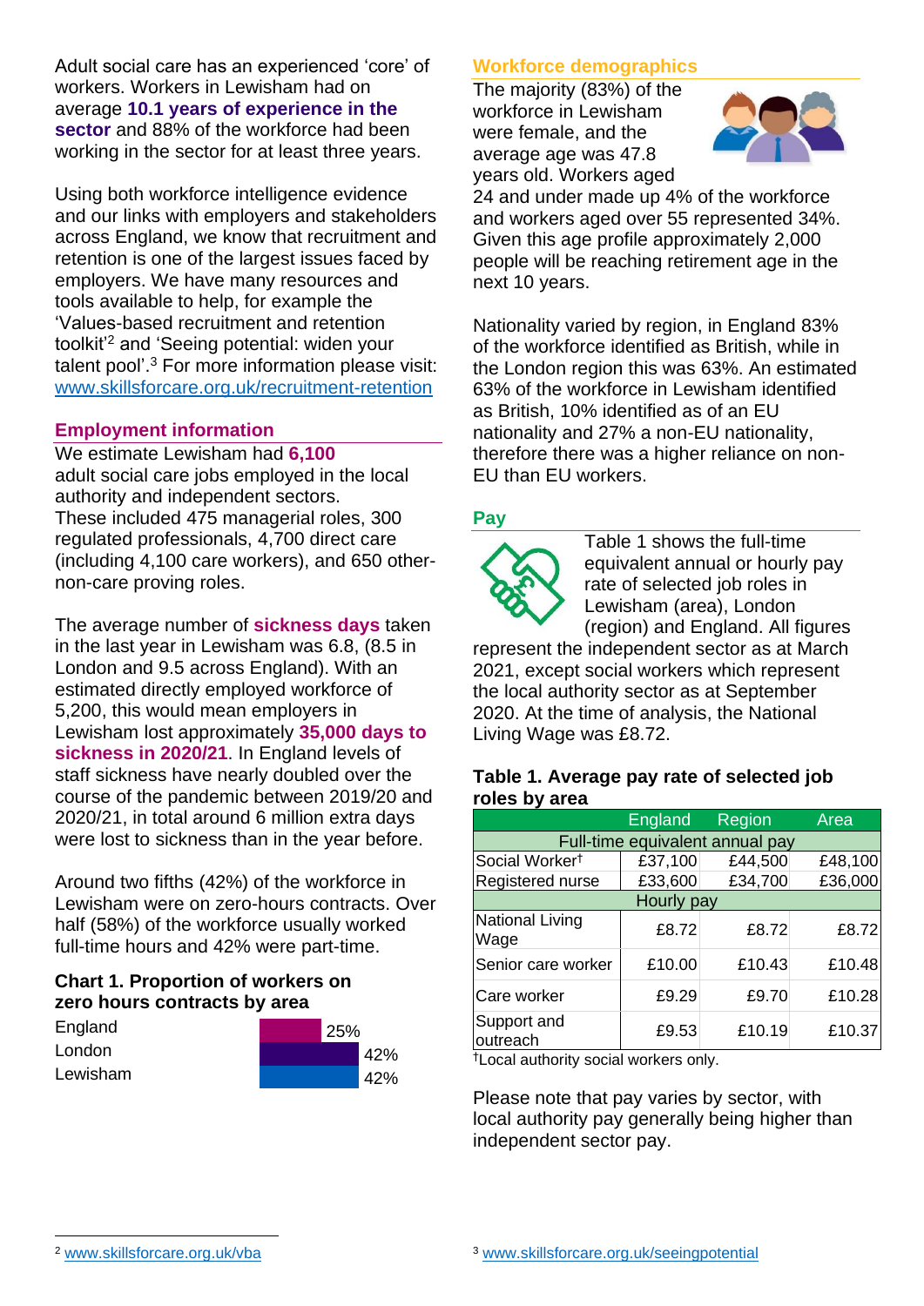Adult social care has an experienced 'core' of workers. Workers in Lewisham had on average **10.1 years of experience in the sector** and 88% of the workforce had been working in the sector for at least three years.

Using both workforce intelligence evidence and our links with employers and stakeholders across England, we know that recruitment and retention is one of the largest issues faced by employers. We have many resources and tools available to help, for example the 'Values-based recruitment and retention toolkit'[2] and 'Seeing potential: widen your talent pool'.[3] For more information please visit: www.skillsforcare.org.uk/recruitment-retention

## Employment information

We estimate Lewisham had **6,100** adult social care jobs employed in the local authority and independent sectors. These included 475 managerial roles, 300 regulated professionals, 4,700 direct care (including 4,100 care workers), and 650 other-non-care proving roles.

The average number of **sickness days** taken in the last year in Lewisham was 6.8, (8.5 in London and 9.5 across England). With an estimated directly employed workforce of 5,200, this would mean employers in Lewisham lost approximately **35,000 days to sickness in 2020/21**. In England levels of staff sickness have nearly doubled over the course of the pandemic between 2019/20 and 2020/21, in total around 6 million extra days were lost to sickness than in the year before.

Around two fifths (42%) of the workforce in Lewisham were on zero-hours contracts. Over half (58%) of the workforce usually worked full-time hours and 42% were part-time.

### Chart 1. Proportion of workers on zero hours contracts by area

| Area | Proportion |
|---|---|
| England | 25% |
| London | 42% |
| Lewisham | 42% |

## Workforce demographics

The majority (83%) of the workforce in Lewisham were female, and the average age was 47.8 years old. Workers aged 24 and under made up 4% of the workforce and workers aged over 55 represented 34%. Given this age profile approximately 2,000 people will be reaching retirement age in the next 10 years.

Nationality varied by region, in England 83% of the workforce identified as British, while in the London region this was 63%. An estimated 63% of the workforce in Lewisham identified as British, 10% identified as of an EU nationality and 27% a non-EU nationality, therefore there was a higher reliance on non-EU than EU workers.

## Pay

Table 1 shows the full-time equivalent annual or hourly pay rate of selected job roles in Lewisham (area), London (region) and England. All figures represent the independent sector as at March 2021, except social workers which represent the local authority sector as at September 2020. At the time of analysis, the National Living Wage was £8.72.

### Table 1. Average pay rate of selected job roles by area

| | England | Region | Area |
|---|---|---|---|
| **Full-time equivalent annual pay** | | | |
| Social Worker† | £37,100 | £44,500 | £48,100 |
| Registered nurse | £33,600 | £34,700 | £36,000 |
| **Hourly pay** | | | |
| National Living Wage | £8.72 | £8.72 | £8.72 |
| Senior care worker | £10.00 | £10.43 | £10.48 |
| Care worker | £9.29 | £9.70 | £10.28 |
| Support and outreach | £9.53 | £10.19 | £10.37 |

†Local authority social workers only.

Please note that pay varies by sector, with local authority pay generally being higher than independent sector pay.

[2] www.skillsforcare.org.uk/vba

[3] www.skillsforcare.org.uk/seeingpotential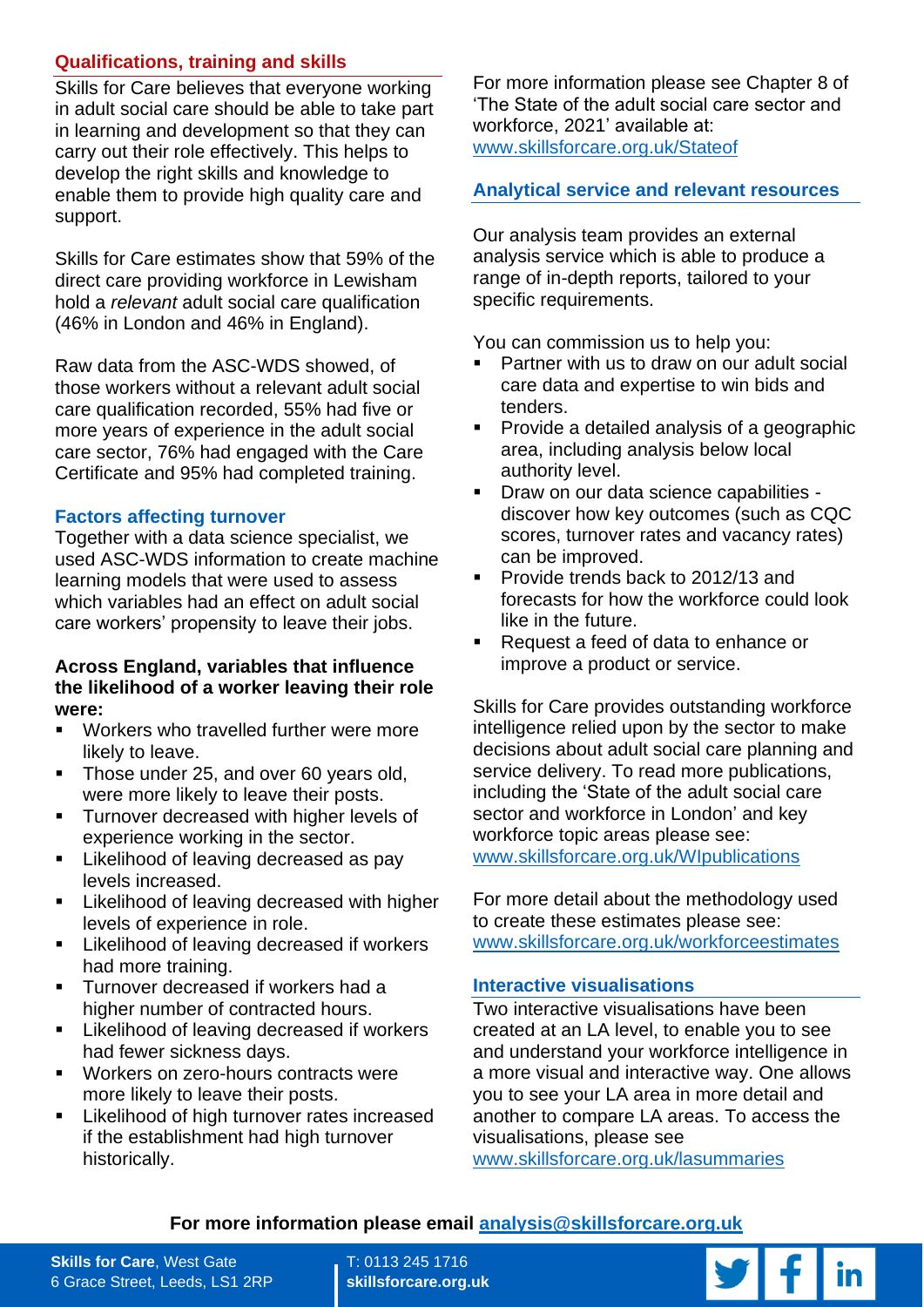## Qualifications, training and skills

Skills for Care believes that everyone working in adult social care should be able to take part in learning and development so that they can carry out their role effectively. This helps to develop the right skills and knowledge to enable them to provide high quality care and support.

Skills for Care estimates show that 59% of the direct care providing workforce in Lewisham hold a *relevant* adult social care qualification (46% in London and 46% in England).

Raw data from the ASC-WDS showed, of those workers without a relevant adult social care qualification recorded, 55% had five or more years of experience in the adult social care sector, 76% had engaged with the Care Certificate and 95% had completed training.

## Factors affecting turnover

Together with a data science specialist, we used ASC-WDS information to create machine learning models that were used to assess which variables had an effect on adult social care workers' propensity to leave their jobs.

**Across England, variables that influence the likelihood of a worker leaving their role were:**

- Workers who travelled further were more likely to leave.
- Those under 25, and over 60 years old, were more likely to leave their posts.
- Turnover decreased with higher levels of experience working in the sector.
- Likelihood of leaving decreased as pay levels increased.
- Likelihood of leaving decreased with higher levels of experience in role.
- Likelihood of leaving decreased if workers had more training.
- Turnover decreased if workers had a higher number of contracted hours.
- Likelihood of leaving decreased if workers had fewer sickness days.
- Workers on zero-hours contracts were more likely to leave their posts.
- Likelihood of high turnover rates increased if the establishment had high turnover historically.

For more information please see Chapter 8 of 'The State of the adult social care sector and workforce, 2021' available at: www.skillsforcare.org.uk/Stateof

## Analytical service and relevant resources

Our analysis team provides an external analysis service which is able to produce a range of in-depth reports, tailored to your specific requirements.

You can commission us to help you:

- Partner with us to draw on our adult social care data and expertise to win bids and tenders.
- Provide a detailed analysis of a geographic area, including analysis below local authority level.
- Draw on our data science capabilities - discover how key outcomes (such as CQC scores, turnover rates and vacancy rates) can be improved.
- Provide trends back to 2012/13 and forecasts for how the workforce could look like in the future.
- Request a feed of data to enhance or improve a product or service.

Skills for Care provides outstanding workforce intelligence relied upon by the sector to make decisions about adult social care planning and service delivery. To read more publications, including the 'State of the adult social care sector and workforce in London' and key workforce topic areas please see: www.skillsforcare.org.uk/WIpublications

For more detail about the methodology used to create these estimates please see: www.skillsforcare.org.uk/workforceestimates

## Interactive visualisations

Two interactive visualisations have been created at an LA level, to enable you to see and understand your workforce intelligence in a more visual and interactive way. One allows you to see your LA area in more detail and another to compare LA areas. To access the visualisations, please see www.skillsforcare.org.uk/lasummaries

**For more information please email analysis@skillsforcare.org.uk**

**Skills for Care**, West Gate
6 Grace Street, Leeds, LS1 2RP

T: 0113 245 1716
**skillsforcare.org.uk**